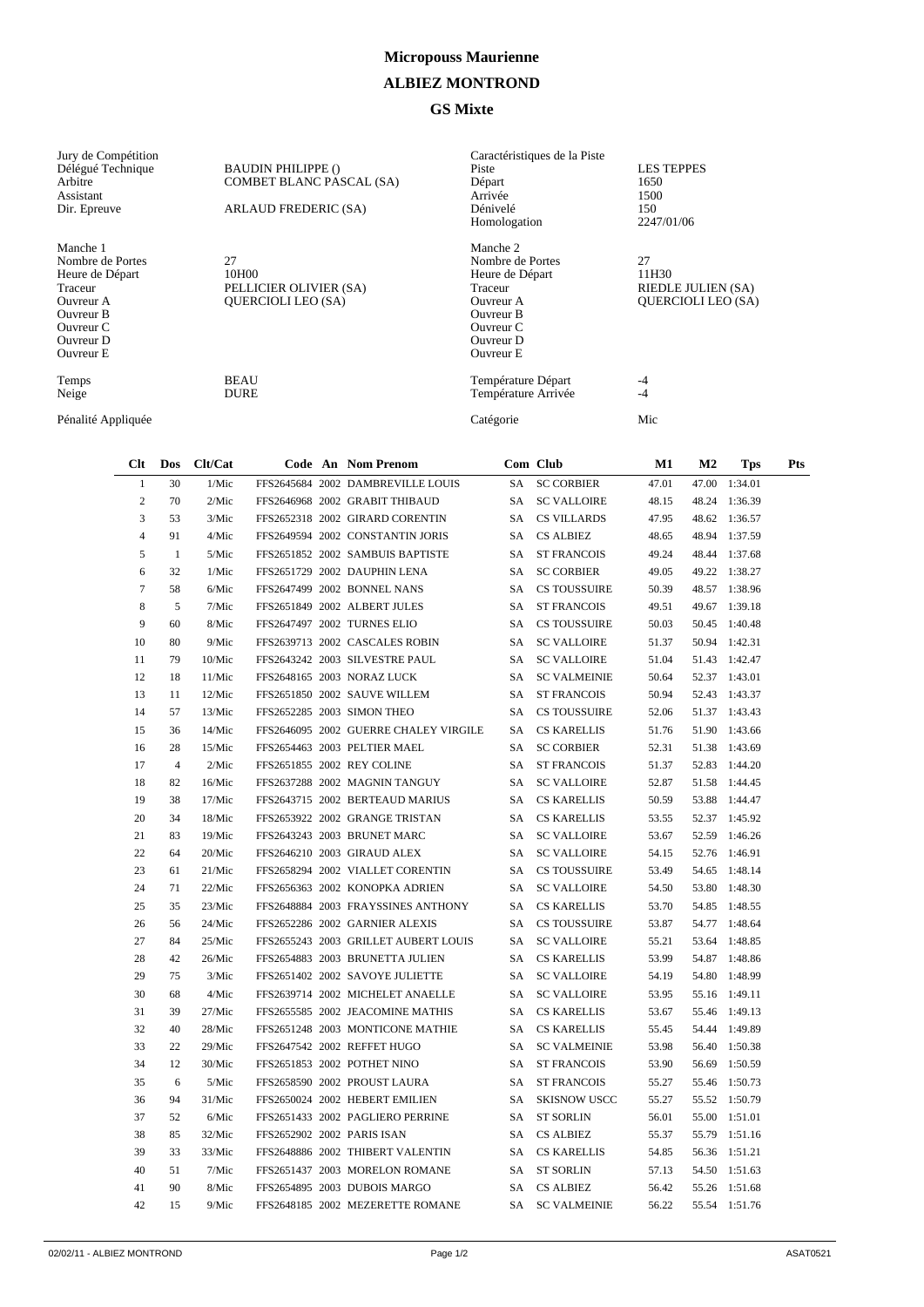# Micropouss Maurienne

## ALBIEZ MONTROND

### GS Mixte

| Jury de Compétition | | Caractéristiques de la Piste | |
|---|---|---|---|
| Délégué Technique | BAUDIN PHILIPPE () | Piste | LES TEPPES |
| Arbitre | COMBET BLANC PASCAL (SA) | Départ | 1650 |
| Assistant | | Arrivée | 1500 |
| Dir. Epreuve | ARLAUD FREDERIC (SA) | Dénivelé | 150 |
| | | Homologation | 2247/01/06 |

| Manche 1 | | Manche 2 | |
|---|---|---|---|
| Nombre de Portes | 27 | Nombre de Portes | 27 |
| Heure de Départ | 10H00 | Heure de Départ | 11H30 |
| Traceur | PELLICIER OLIVIER (SA) | Traceur | RIEDLE JULIEN (SA) |
| Ouvreur A | QUERCIOLI LEO (SA) | Ouvreur A | QUERCIOLI LEO (SA) |
| Ouvreur B | | Ouvreur B | |
| Ouvreur C | | Ouvreur C | |
| Ouvreur D | | Ouvreur D | |
| Ouvreur E | | Ouvreur E | |

| | | | |
|---|---|---|---|
| Temps | BEAU | Température Départ | -4 |
| Neige | DURE | Température Arrivée | -4 |
| Pénalité Appliquée | | Catégorie | Mic |

| Clt | Dos | Clt/Cat | Code | An | Nom Prenom | Com | Club | M1 | M2 | Tps | Pts |
|---|---|---|---|---|---|---|---|---|---|---|---|
| 1 | 30 | 1/Mic | FFS2645684 | 2002 | DAMBREVILLE LOUIS | SA | SC CORBIER | 47.01 | 47.00 | 1:34.01 | |
| 2 | 70 | 2/Mic | FFS2646968 | 2002 | GRABIT THIBAUD | SA | SC VALLOIRE | 48.15 | 48.24 | 1:36.39 | |
| 3 | 53 | 3/Mic | FFS2652318 | 2002 | GIRARD CORENTIN | SA | CS VILLARDS | 47.95 | 48.62 | 1:36.57 | |
| 4 | 91 | 4/Mic | FFS2649594 | 2002 | CONSTANTIN JORIS | SA | CS ALBIEZ | 48.65 | 48.94 | 1:37.59 | |
| 5 | 1 | 5/Mic | FFS2651852 | 2002 | SAMBUIS BAPTISTE | SA | ST FRANCOIS | 49.24 | 48.44 | 1:37.68 | |
| 6 | 32 | 1/Mic | FFS2651729 | 2002 | DAUPHIN LENA | SA | SC CORBIER | 49.05 | 49.22 | 1:38.27 | |
| 7 | 58 | 6/Mic | FFS2647499 | 2002 | BONNEL NANS | SA | CS TOUSSUIRE | 50.39 | 48.57 | 1:38.96 | |
| 8 | 5 | 7/Mic | FFS2651849 | 2002 | ALBERT JULES | SA | ST FRANCOIS | 49.51 | 49.67 | 1:39.18 | |
| 9 | 60 | 8/Mic | FFS2647497 | 2002 | TURNES ELIO | SA | CS TOUSSUIRE | 50.03 | 50.45 | 1:40.48 | |
| 10 | 80 | 9/Mic | FFS2639713 | 2002 | CASCALES ROBIN | SA | SC VALLOIRE | 51.37 | 50.94 | 1:42.31 | |
| 11 | 79 | 10/Mic | FFS2643242 | 2003 | SILVESTRE PAUL | SA | SC VALLOIRE | 51.04 | 51.43 | 1:42.47 | |
| 12 | 18 | 11/Mic | FFS2648165 | 2003 | NORAZ LUCK | SA | SC VALMEINIE | 50.64 | 52.37 | 1:43.01 | |
| 13 | 11 | 12/Mic | FFS2651850 | 2002 | SAUVE WILLEM | SA | ST FRANCOIS | 50.94 | 52.43 | 1:43.37 | |
| 14 | 57 | 13/Mic | FFS2652285 | 2003 | SIMON THEO | SA | CS TOUSSUIRE | 52.06 | 51.37 | 1:43.43 | |
| 15 | 36 | 14/Mic | FFS2646095 | 2002 | GUERRE CHALEY VIRGILE | SA | CS KARELLIS | 51.76 | 51.90 | 1:43.66 | |
| 16 | 28 | 15/Mic | FFS2654463 | 2003 | PELTIER MAEL | SA | SC CORBIER | 52.31 | 51.38 | 1:43.69 | |
| 17 | 4 | 2/Mic | FFS2651855 | 2002 | REY COLINE | SA | ST FRANCOIS | 51.37 | 52.83 | 1:44.20 | |
| 18 | 82 | 16/Mic | FFS2637288 | 2002 | MAGNIN TANGUY | SA | SC VALLOIRE | 52.87 | 51.58 | 1:44.45 | |
| 19 | 38 | 17/Mic | FFS2643715 | 2002 | BERTEAUD MARIUS | SA | CS KARELLIS | 50.59 | 53.88 | 1:44.47 | |
| 20 | 34 | 18/Mic | FFS2653922 | 2002 | GRANGE TRISTAN | SA | CS KARELLIS | 53.55 | 52.37 | 1:45.92 | |
| 21 | 83 | 19/Mic | FFS2643243 | 2003 | BRUNET MARC | SA | SC VALLOIRE | 53.67 | 52.59 | 1:46.26 | |
| 22 | 64 | 20/Mic | FFS2646210 | 2003 | GIRAUD ALEX | SA | SC VALLOIRE | 54.15 | 52.76 | 1:46.91 | |
| 23 | 61 | 21/Mic | FFS2658294 | 2002 | VIALLET CORENTIN | SA | CS TOUSSUIRE | 53.49 | 54.65 | 1:48.14 | |
| 24 | 71 | 22/Mic | FFS2656363 | 2002 | KONOPKA ADRIEN | SA | SC VALLOIRE | 54.50 | 53.80 | 1:48.30 | |
| 25 | 35 | 23/Mic | FFS2648884 | 2003 | FRAYSSINES ANTHONY | SA | CS KARELLIS | 53.70 | 54.85 | 1:48.55 | |
| 26 | 56 | 24/Mic | FFS2652286 | 2002 | GARNIER ALEXIS | SA | CS TOUSSUIRE | 53.87 | 54.77 | 1:48.64 | |
| 27 | 84 | 25/Mic | FFS2655243 | 2003 | GRILLET AUBERT LOUIS | SA | SC VALLOIRE | 55.21 | 53.64 | 1:48.85 | |
| 28 | 42 | 26/Mic | FFS2654883 | 2003 | BRUNETTA JULIEN | SA | CS KARELLIS | 53.99 | 54.87 | 1:48.86 | |
| 29 | 75 | 3/Mic | FFS2651402 | 2002 | SAVOYE JULIETTE | SA | SC VALLOIRE | 54.19 | 54.80 | 1:48.99 | |
| 30 | 68 | 4/Mic | FFS2639714 | 2002 | MICHELET ANAELLE | SA | SC VALLOIRE | 53.95 | 55.16 | 1:49.11 | |
| 31 | 39 | 27/Mic | FFS2655585 | 2002 | JEACOMINE MATHIS | SA | CS KARELLIS | 53.67 | 55.46 | 1:49.13 | |
| 32 | 40 | 28/Mic | FFS2651248 | 2003 | MONTICONE MATHIE | SA | CS KARELLIS | 55.45 | 54.44 | 1:49.89 | |
| 33 | 22 | 29/Mic | FFS2647542 | 2002 | REFFET HUGO | SA | SC VALMEINIE | 53.98 | 56.40 | 1:50.38 | |
| 34 | 12 | 30/Mic | FFS2651853 | 2002 | POTHET NINO | SA | ST FRANCOIS | 53.90 | 56.69 | 1:50.59 | |
| 35 | 6 | 5/Mic | FFS2658590 | 2002 | PROUST LAURA | SA | ST FRANCOIS | 55.27 | 55.46 | 1:50.73 | |
| 36 | 94 | 31/Mic | FFS2650024 | 2002 | HEBERT EMILIEN | SA | SKISNOW USCC | 55.27 | 55.52 | 1:50.79 | |
| 37 | 52 | 6/Mic | FFS2651433 | 2002 | PAGLIERO PERRINE | SA | ST SORLIN | 56.01 | 55.00 | 1:51.01 | |
| 38 | 85 | 32/Mic | FFS2652902 | 2002 | PARIS ISAN | SA | CS ALBIEZ | 55.37 | 55.79 | 1:51.16 | |
| 39 | 33 | 33/Mic | FFS2648886 | 2002 | THIBERT VALENTIN | SA | CS KARELLIS | 54.85 | 56.36 | 1:51.21 | |
| 40 | 51 | 7/Mic | FFS2651437 | 2003 | MORELON ROMANE | SA | ST SORLIN | 57.13 | 54.50 | 1:51.63 | |
| 41 | 90 | 8/Mic | FFS2654895 | 2003 | DUBOIS MARGO | SA | CS ALBIEZ | 56.42 | 55.26 | 1:51.68 | |
| 42 | 15 | 9/Mic | FFS2648185 | 2002 | MEZERETTE ROMANE | SA | SC VALMEINIE | 56.22 | 55.54 | 1:51.76 | |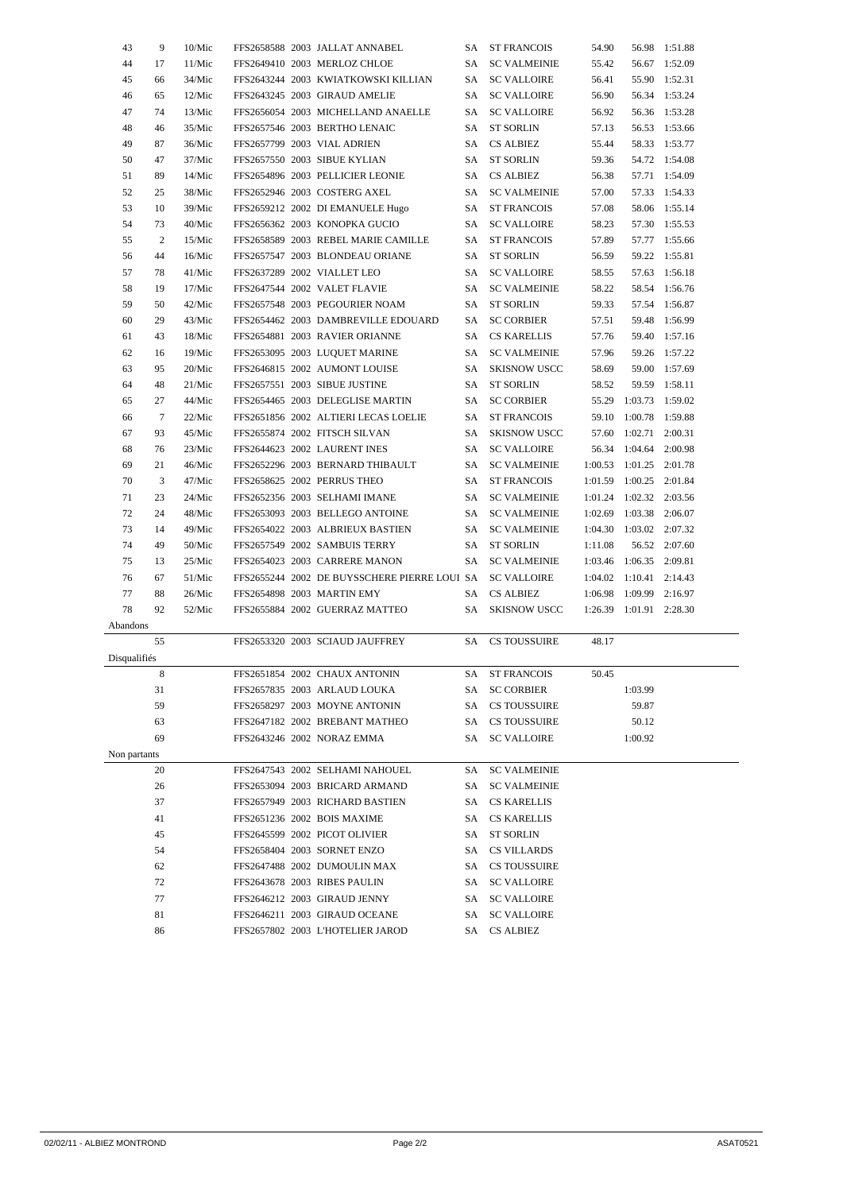| | | | | | | | | | | |
|---|---|---|---|---|---|---|---|---|---|---|
| 43 | 9 | 10/Mic | FFS2658588 | 2003 | JALLAT ANNABEL | SA | ST FRANCOIS | 54.90 | 56.98 | 1:51.88 |
| 44 | 17 | 11/Mic | FFS2649410 | 2003 | MERLOZ CHLOE | SA | SC VALMEINIE | 55.42 | 56.67 | 1:52.09 |
| 45 | 66 | 34/Mic | FFS2643244 | 2003 | KWIATKOWSKI KILLIAN | SA | SC VALLOIRE | 56.41 | 55.90 | 1:52.31 |
| 46 | 65 | 12/Mic | FFS2643245 | 2003 | GIRAUD AMELIE | SA | SC VALLOIRE | 56.90 | 56.34 | 1:53.24 |
| 47 | 74 | 13/Mic | FFS2656054 | 2003 | MICHELLAND ANAELLE | SA | SC VALLOIRE | 56.92 | 56.36 | 1:53.28 |
| 48 | 46 | 35/Mic | FFS2657546 | 2003 | BERTHO LENAIC | SA | ST SORLIN | 57.13 | 56.53 | 1:53.66 |
| 49 | 87 | 36/Mic | FFS2657799 | 2003 | VIAL ADRIEN | SA | CS ALBIEZ | 55.44 | 58.33 | 1:53.77 |
| 50 | 47 | 37/Mic | FFS2657550 | 2003 | SIBUE KYLIAN | SA | ST SORLIN | 59.36 | 54.72 | 1:54.08 |
| 51 | 89 | 14/Mic | FFS2654896 | 2003 | PELLICIER LEONIE | SA | CS ALBIEZ | 56.38 | 57.71 | 1:54.09 |
| 52 | 25 | 38/Mic | FFS2652946 | 2003 | COSTERG AXEL | SA | SC VALMEINIE | 57.00 | 57.33 | 1:54.33 |
| 53 | 10 | 39/Mic | FFS2659212 | 2002 | DI EMANUELE Hugo | SA | ST FRANCOIS | 57.08 | 58.06 | 1:55.14 |
| 54 | 73 | 40/Mic | FFS2656362 | 2003 | KONOPKA GUCIO | SA | SC VALLOIRE | 58.23 | 57.30 | 1:55.53 |
| 55 | 2 | 15/Mic | FFS2658589 | 2003 | REBEL MARIE CAMILLE | SA | ST FRANCOIS | 57.89 | 57.77 | 1:55.66 |
| 56 | 44 | 16/Mic | FFS2657547 | 2003 | BLONDEAU ORIANE | SA | ST SORLIN | 56.59 | 59.22 | 1:55.81 |
| 57 | 78 | 41/Mic | FFS2637289 | 2002 | VIALLET LEO | SA | SC VALLOIRE | 58.55 | 57.63 | 1:56.18 |
| 58 | 19 | 17/Mic | FFS2647544 | 2002 | VALET FLAVIE | SA | SC VALMEINIE | 58.22 | 58.54 | 1:56.76 |
| 59 | 50 | 42/Mic | FFS2657548 | 2003 | PEGOURIER NOAM | SA | ST SORLIN | 59.33 | 57.54 | 1:56.87 |
| 60 | 29 | 43/Mic | FFS2654462 | 2003 | DAMBREVILLE EDOUARD | SA | SC CORBIER | 57.51 | 59.48 | 1:56.99 |
| 61 | 43 | 18/Mic | FFS2654881 | 2003 | RAVIER ORIANNE | SA | CS KARELLIS | 57.76 | 59.40 | 1:57.16 |
| 62 | 16 | 19/Mic | FFS2653095 | 2003 | LUQUET MARINE | SA | SC VALMEINIE | 57.96 | 59.26 | 1:57.22 |
| 63 | 95 | 20/Mic | FFS2646815 | 2002 | AUMONT LOUISE | SA | SKISNOW USCC | 58.69 | 59.00 | 1:57.69 |
| 64 | 48 | 21/Mic | FFS2657551 | 2003 | SIBUE JUSTINE | SA | ST SORLIN | 58.52 | 59.59 | 1:58.11 |
| 65 | 27 | 44/Mic | FFS2654465 | 2003 | DELEGLISE MARTIN | SA | SC CORBIER | 55.29 | 1:03.73 | 1:59.02 |
| 66 | 7 | 22/Mic | FFS2651856 | 2002 | ALTIERI LECAS LOELIE | SA | ST FRANCOIS | 59.10 | 1:00.78 | 1:59.88 |
| 67 | 93 | 45/Mic | FFS2655874 | 2002 | FITSCH SILVAN | SA | SKISNOW USCC | 57.60 | 1:02.71 | 2:00.31 |
| 68 | 76 | 23/Mic | FFS2644623 | 2002 | LAURENT INES | SA | SC VALLOIRE | 56.34 | 1:04.64 | 2:00.98 |
| 69 | 21 | 46/Mic | FFS2652296 | 2003 | BERNARD THIBAULT | SA | SC VALMEINIE | 1:00.53 | 1:01.25 | 2:01.78 |
| 70 | 3 | 47/Mic | FFS2658625 | 2002 | PERRUS THEO | SA | ST FRANCOIS | 1:01.59 | 1:00.25 | 2:01.84 |
| 71 | 23 | 24/Mic | FFS2652356 | 2003 | SELHAMI IMANE | SA | SC VALMEINIE | 1:01.24 | 1:02.32 | 2:03.56 |
| 72 | 24 | 48/Mic | FFS2653093 | 2003 | BELLEGO ANTOINE | SA | SC VALMEINIE | 1:02.69 | 1:03.38 | 2:06.07 |
| 73 | 14 | 49/Mic | FFS2654022 | 2003 | ALBRIEUX BASTIEN | SA | SC VALMEINIE | 1:04.30 | 1:03.02 | 2:07.32 |
| 74 | 49 | 50/Mic | FFS2657549 | 2002 | SAMBUIS TERRY | SA | ST SORLIN | 1:11.08 | 56.52 | 2:07.60 |
| 75 | 13 | 25/Mic | FFS2654023 | 2003 | CARRERE MANON | SA | SC VALMEINIE | 1:03.46 | 1:06.35 | 2:09.81 |
| 76 | 67 | 51/Mic | FFS2655244 | 2002 | DE BUYSSCHERE PIERRE LOUI | SA | SC VALLOIRE | 1:04.02 | 1:10.41 | 2:14.43 |
| 77 | 88 | 26/Mic | FFS2654898 | 2003 | MARTIN EMY | SA | CS ALBIEZ | 1:06.98 | 1:09.99 | 2:16.97 |
| 78 | 92 | 52/Mic | FFS2655884 | 2002 | GUERRAZ MATTEO | SA | SKISNOW USCC | 1:26.39 | 1:01.91 | 2:28.30 |
| **Abandons** | | | | | | | | | | |
| | 55 | | FFS2653320 | 2003 | SCIAUD JAUFFREY | SA | CS TOUSSUIRE | 48.17 | | |
| **Disqualifiés** | | | | | | | | | | |
| | 8 | | FFS2651854 | 2002 | CHAUX ANTONIN | SA | ST FRANCOIS | 50.45 | | |
| | 31 | | FFS2657835 | 2003 | ARLAUD LOUKA | SA | SC CORBIER | | 1:03.99 | |
| | 59 | | FFS2658297 | 2003 | MOYNE ANTONIN | SA | CS TOUSSUIRE | | 59.87 | |
| | 63 | | FFS2647182 | 2002 | BREBANT MATHEO | SA | CS TOUSSUIRE | | 50.12 | |
| | 69 | | FFS2643246 | 2002 | NORAZ EMMA | SA | SC VALLOIRE | | 1:00.92 | |
| **Non partants** | | | | | | | | | | |
| | 20 | | FFS2647543 | 2002 | SELHAMI NAHOUEL | SA | SC VALMEINIE | | | |
| | 26 | | FFS2653094 | 2003 | BRICARD ARMAND | SA | SC VALMEINIE | | | |
| | 37 | | FFS2657949 | 2003 | RICHARD BASTIEN | SA | CS KARELLIS | | | |
| | 41 | | FFS2651236 | 2002 | BOIS MAXIME | SA | CS KARELLIS | | | |
| | 45 | | FFS2645599 | 2002 | PICOT OLIVIER | SA | ST SORLIN | | | |
| | 54 | | FFS2658404 | 2003 | SORNET ENZO | SA | CS VILLARDS | | | |
| | 62 | | FFS2647488 | 2002 | DUMOULIN MAX | SA | CS TOUSSUIRE | | | |
| | 72 | | FFS2643678 | 2003 | RIBES PAULIN | SA | SC VALLOIRE | | | |
| | 77 | | FFS2646212 | 2003 | GIRAUD JENNY | SA | SC VALLOIRE | | | |
| | 81 | | FFS2646211 | 2003 | GIRAUD OCEANE | SA | SC VALLOIRE | | | |
| | 86 | | FFS2657802 | 2003 | L'HOTELIER JAROD | SA | CS ALBIEZ | | | |